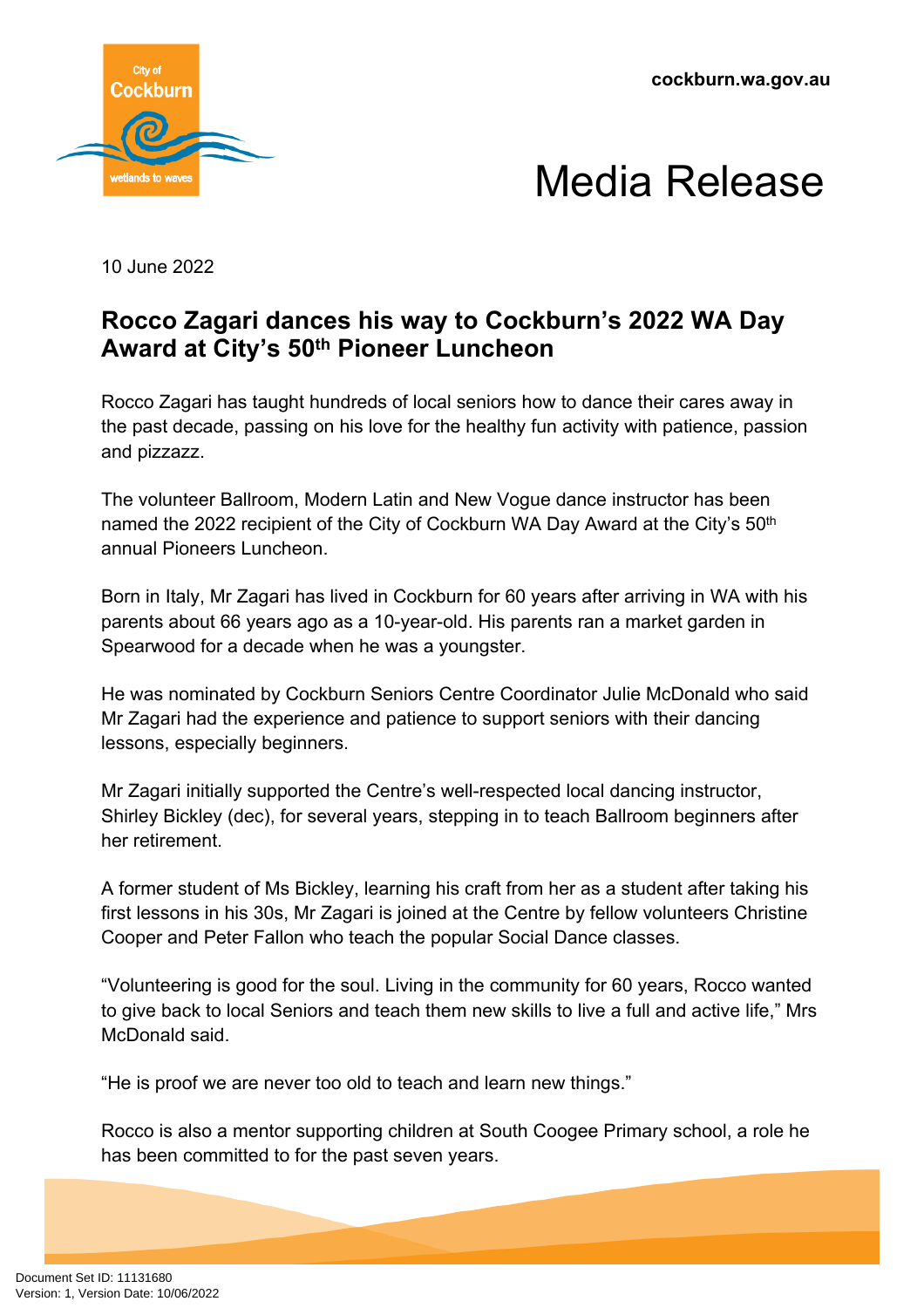cockburn.wa.gov.au

# Media Release

10 June 2022

## Rocco Zagari dances his way to Cockburn's 2022 WA Day Award at City's 50th Pioneer Luncheon

Rocco Zagari has taught hundreds of local seniors how to dance their cares away in the past decade, passing on his love for the healthy fun activity with patience, passion and pizzazz.

The volunteer Ballroom, Modern Latin and New Vogue dance instructor has been named the 2022 recipient of the City of Cockburn WA Day Award at the City's 50th annual Pioneers Luncheon.

Born in Italy, Mr Zagari has lived in Cockburn for 60 years after arriving in WA with his parents about 66 years ago as a 10-year-old. His parents ran a market garden in Spearwood for a decade when he was a youngster.

He was nominated by Cockburn Seniors Centre Coordinator Julie McDonald who said Mr Zagari had the experience and patience to support seniors with their dancing lessons, especially beginners.

Mr Zagari initially supported the Centre's well-respected local dancing instructor, Shirley Bickley (dec), for several years, stepping in to teach Ballroom beginners after her retirement.

A former student of Ms Bickley, learning his craft from her as a student after taking his first lessons in his 30s, Mr Zagari is joined at the Centre by fellow volunteers Christine Cooper and Peter Fallon who teach the popular Social Dance classes.

"Volunteering is good for the soul. Living in the community for 60 years, Rocco wanted to give back to local Seniors and teach them new skills to live a full and active life," Mrs McDonald said.

"He is proof we are never too old to teach and learn new things."

Rocco is also a mentor supporting children at South Coogee Primary school, a role he has been committed to for the past seven years.

Document Set ID: 11131680
Version: 1, Version Date: 10/06/2022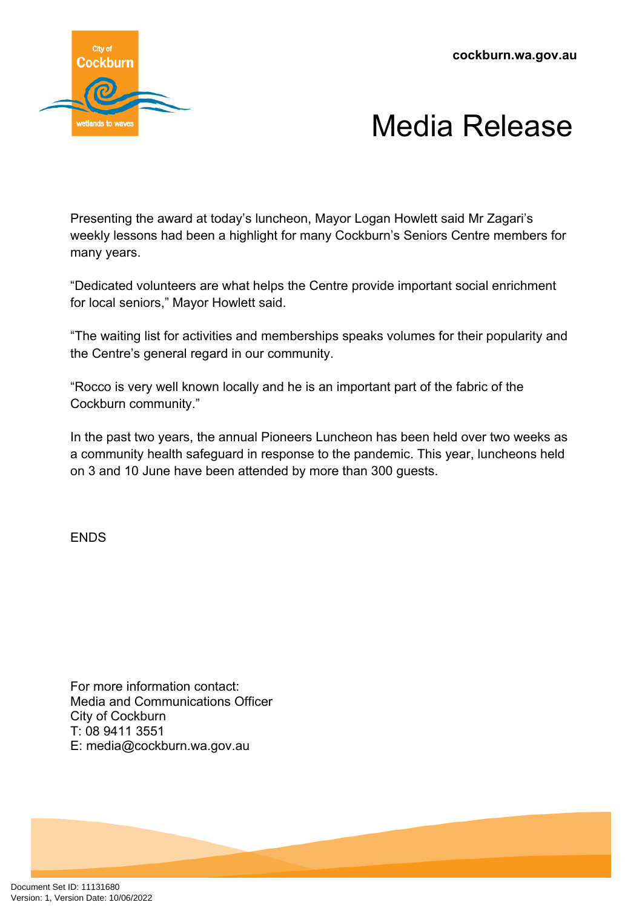# Media Release

Presenting the award at today's luncheon, Mayor Logan Howlett said Mr Zagari's weekly lessons had been a highlight for many Cockburn's Seniors Centre members for many years.

"Dedicated volunteers are what helps the Centre provide important social enrichment for local seniors," Mayor Howlett said.

"The waiting list for activities and memberships speaks volumes for their popularity and the Centre's general regard in our community.

"Rocco is very well known locally and he is an important part of the fabric of the Cockburn community."

In the past two years, the annual Pioneers Luncheon has been held over two weeks as a community health safeguard in response to the pandemic. This year, luncheons held on 3 and 10 June have been attended by more than 300 guests.

ENDS

For more information contact:
Media and Communications Officer
City of Cockburn
T: 08 9411 3551
E: media@cockburn.wa.gov.au